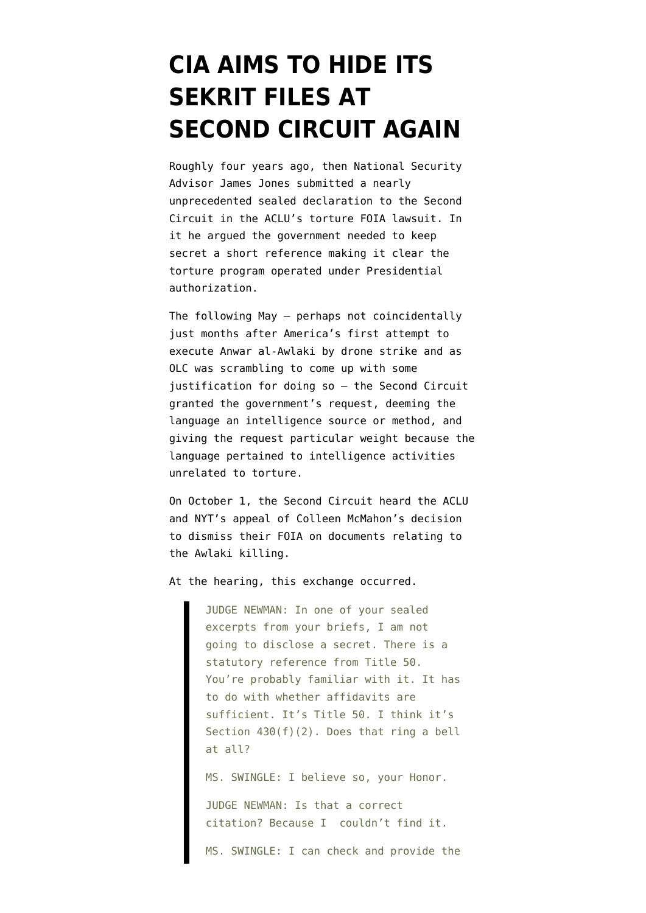# CIA AIMS TO HIDE ITS SEKRIT FILES AT SECOND CIRCUIT AGAIN

Roughly four years ago, then National Security Advisor James Jones submitted a nearly unprecedented sealed declaration to the Second Circuit in the ACLU's torture FOIA lawsuit. In it he argued the government needed to keep secret a short reference making it clear the torture program operated under Presidential authorization.

The following May — perhaps not coincidentally just months after America's first attempt to execute Anwar al-Awlaki by drone strike and as OLC was scrambling to come up with some justification for doing so — the Second Circuit granted the government's request, deeming the language an intelligence source or method, and giving the request particular weight because the language pertained to intelligence activities unrelated to torture.

On October 1, the Second Circuit heard the ACLU and NYT's appeal of Colleen McMahon's decision to dismiss their FOIA on documents relating to the Awlaki killing.

At the hearing, this exchange occurred.

> JUDGE NEWMAN: In one of your sealed excerpts from your briefs, I am not going to disclose a secret. There is a statutory reference from Title 50. You're probably familiar with it. It has to do with whether affidavits are sufficient. It's Title 50. I think it's Section 430(f)(2). Does that ring a bell at all?
>
> MS. SWINGLE: I believe so, your Honor.
>
> JUDGE NEWMAN: Is that a correct citation? Because I couldn't find it.
>
> MS. SWINGLE: I can check and provide the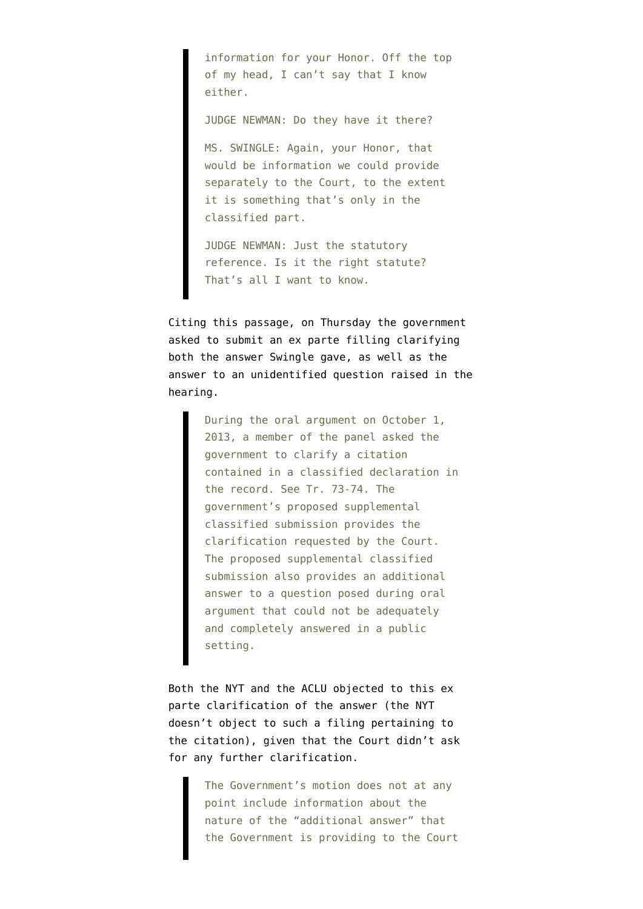> information for your Honor. Off the top of my head, I can't say that I know either.
>
> JUDGE NEWMAN: Do they have it there?
>
> MS. SWINGLE: Again, your Honor, that would be information we could provide separately to the Court, to the extent it is something that's only in the classified part.
>
> JUDGE NEWMAN: Just the statutory reference. Is it the right statute? That's all I want to know.

Citing this passage, on Thursday the government asked to submit an ex parte filling clarifying both the answer Swingle gave, as well as the answer to an unidentified question raised in the hearing.

> During the oral argument on October 1, 2013, a member of the panel asked the government to clarify a citation contained in a classified declaration in the record. See Tr. 73-74. The government's proposed supplemental classified submission provides the clarification requested by the Court. The proposed supplemental classified submission also provides an additional answer to a question posed during oral argument that could not be adequately and completely answered in a public setting.

Both the NYT and the ACLU objected to this ex parte clarification of the answer (the NYT doesn't object to such a filing pertaining to the citation), given that the Court didn't ask for any further clarification.

> The Government's motion does not at any point include information about the nature of the "additional answer" that the Government is providing to the Court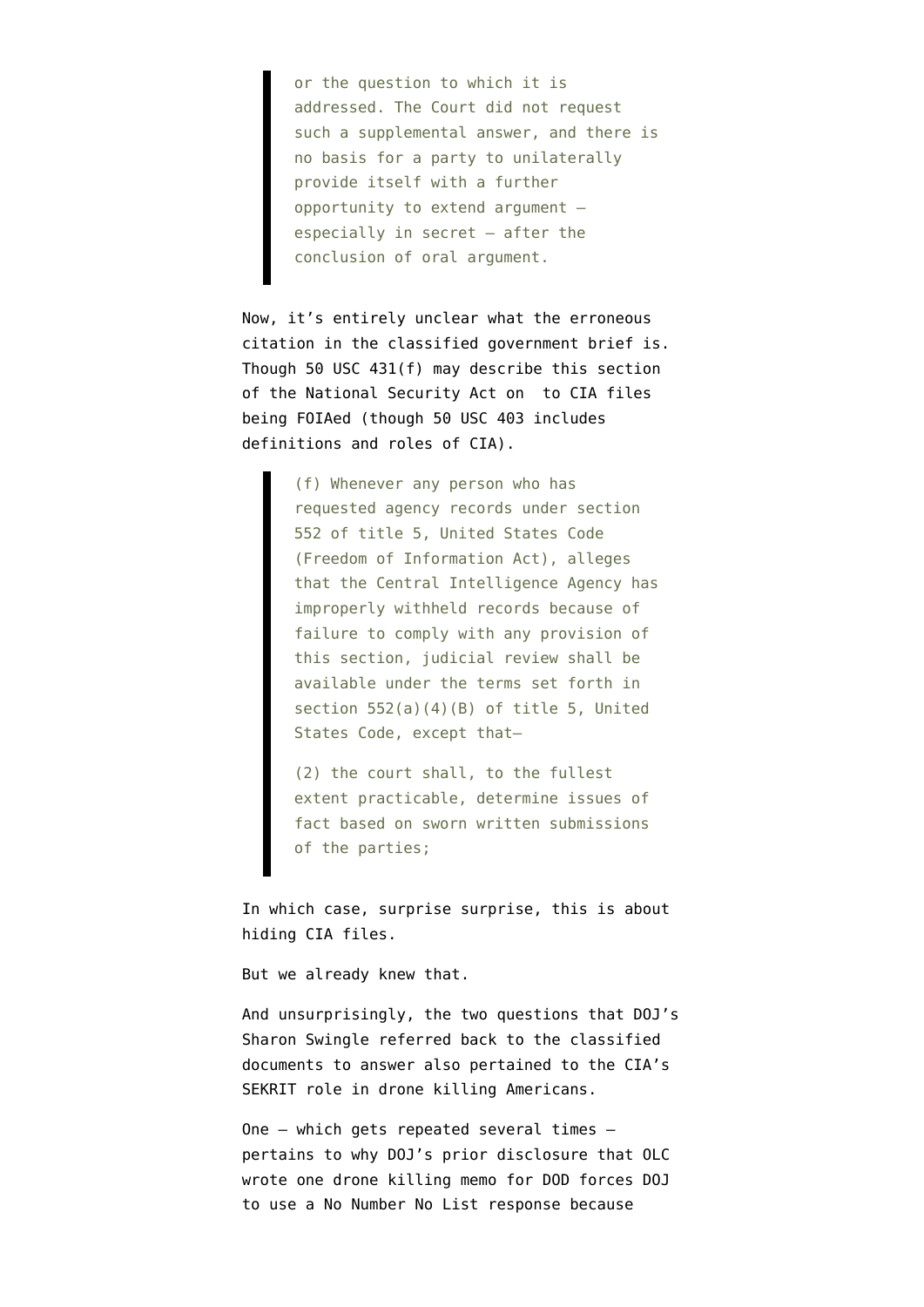> or the question to which it is addressed. The Court did not request such a supplemental answer, and there is no basis for a party to unilaterally provide itself with a further opportunity to extend argument — especially in secret — after the conclusion of oral argument.

Now, it's entirely unclear what the erroneous citation in the classified government brief is. Though 50 USC 431(f) may describe this section of the National Security Act on  to CIA files being FOIAed (though 50 USC 403 includes definitions and roles of CIA).

> (f) Whenever any person who has requested agency records under section 552 of title 5, United States Code (Freedom of Information Act), alleges that the Central Intelligence Agency has improperly withheld records because of failure to comply with any provision of this section, judicial review shall be available under the terms set forth in section 552(a)(4)(B) of title 5, United States Code, except that—
>
> (2) the court shall, to the fullest extent practicable, determine issues of fact based on sworn written submissions of the parties;

In which case, surprise surprise, this is about hiding CIA files.

But we already knew that.

And unsurprisingly, the two questions that DOJ's Sharon Swingle referred back to the classified documents to answer also pertained to the CIA's SEKRIT role in drone killing Americans.

One — which gets repeated several times — pertains to why DOJ's prior disclosure that OLC wrote one drone killing memo for DOD forces DOJ to use a No Number No List response because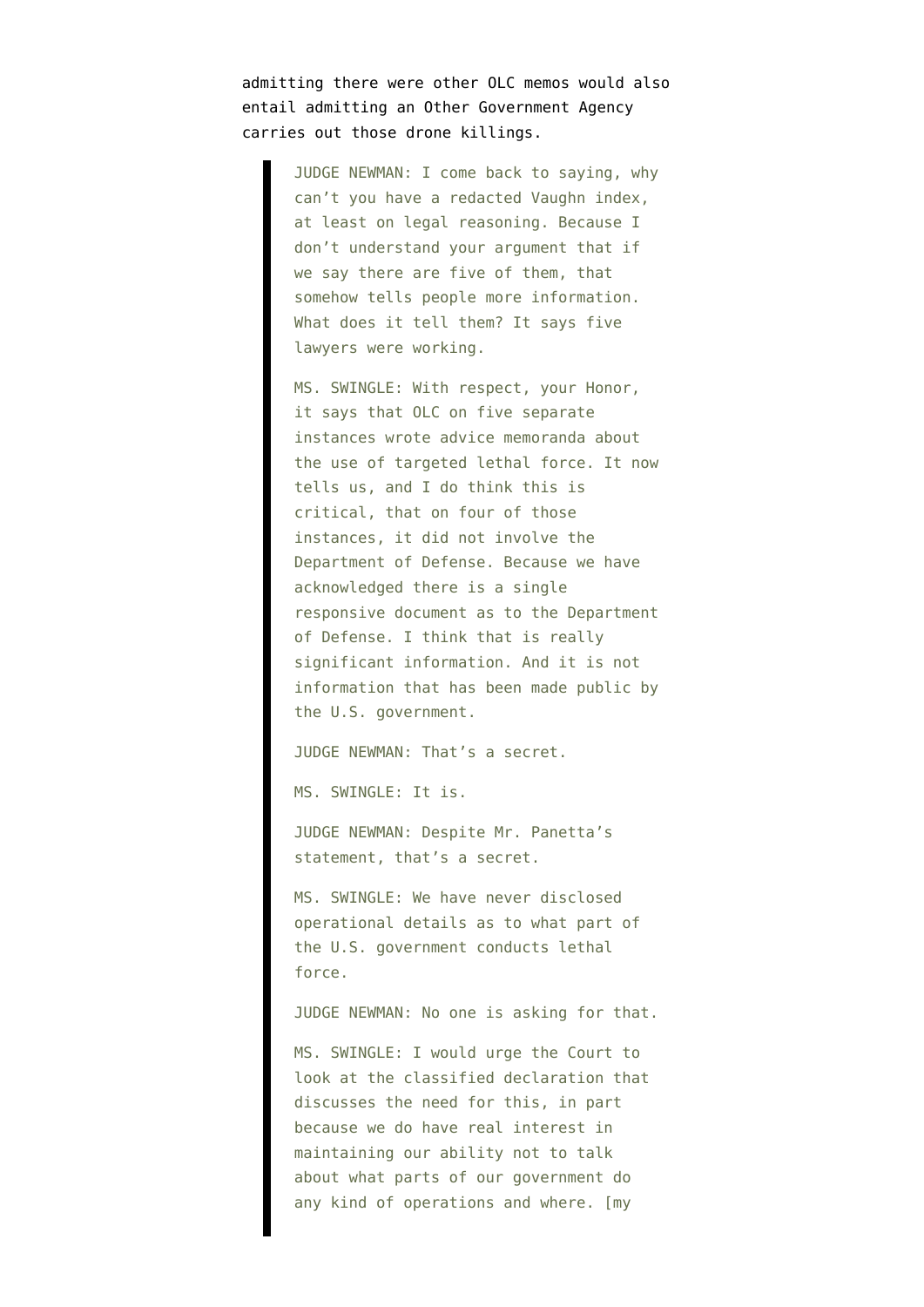admitting there were other OLC memos would also entail admitting an Other Government Agency carries out those drone killings.

> JUDGE NEWMAN: I come back to saying, why can't you have a redacted Vaughn index, at least on legal reasoning. Because I don't understand your argument that if we say there are five of them, that somehow tells people more information. What does it tell them? It says five lawyers were working.
>
> MS. SWINGLE: With respect, your Honor, it says that OLC on five separate instances wrote advice memoranda about the use of targeted lethal force. It now tells us, and I do think this is critical, that on four of those instances, it did not involve the Department of Defense. Because we have acknowledged there is a single responsive document as to the Department of Defense. I think that is really significant information. And it is not information that has been made public by the U.S. government.
>
> JUDGE NEWMAN: That's a secret.
>
> MS. SWINGLE: It is.
>
> JUDGE NEWMAN: Despite Mr. Panetta's statement, that's a secret.
>
> MS. SWINGLE: We have never disclosed operational details as to what part of the U.S. government conducts lethal force.
>
> JUDGE NEWMAN: No one is asking for that.
>
> MS. SWINGLE: I would urge the Court to look at the classified declaration that discusses the need for this, in part because we do have real interest in maintaining our ability not to talk about what parts of our government do any kind of operations and where. [my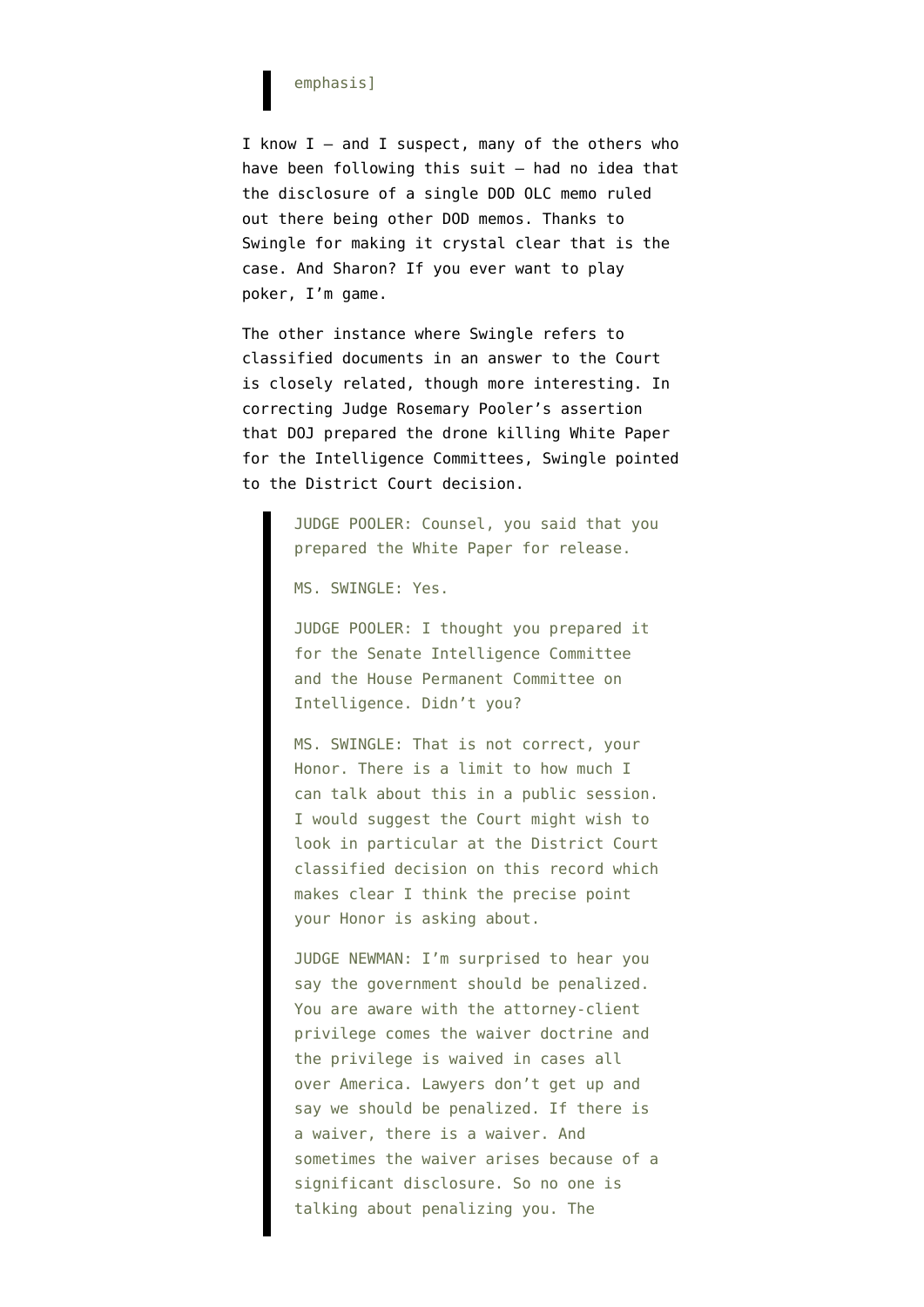> emphasis]

I know I — and I suspect, many of the others who have been following this suit — had no idea that the disclosure of a single DOD OLC memo ruled out there being other DOD memos. Thanks to Swingle for making it crystal clear that is the case. And Sharon? If you ever want to play poker, I'm game.

The other instance where Swingle refers to classified documents in an answer to the Court is closely related, though more interesting. In correcting Judge Rosemary Pooler's assertion that DOJ prepared the drone killing White Paper for the Intelligence Committees, Swingle pointed to the District Court decision.

> JUDGE POOLER: Counsel, you said that you prepared the White Paper for release.
>
> MS. SWINGLE: Yes.
>
> JUDGE POOLER: I thought you prepared it for the Senate Intelligence Committee and the House Permanent Committee on Intelligence. Didn't you?
>
> MS. SWINGLE: That is not correct, your Honor. There is a limit to how much I can talk about this in a public session. I would suggest the Court might wish to look in particular at the District Court classified decision on this record which makes clear I think the precise point your Honor is asking about.
>
> JUDGE NEWMAN: I'm surprised to hear you say the government should be penalized. You are aware with the attorney-client privilege comes the waiver doctrine and the privilege is waived in cases all over America. Lawyers don't get up and say we should be penalized. If there is a waiver, there is a waiver. And sometimes the waiver arises because of a significant disclosure. So no one is talking about penalizing you. The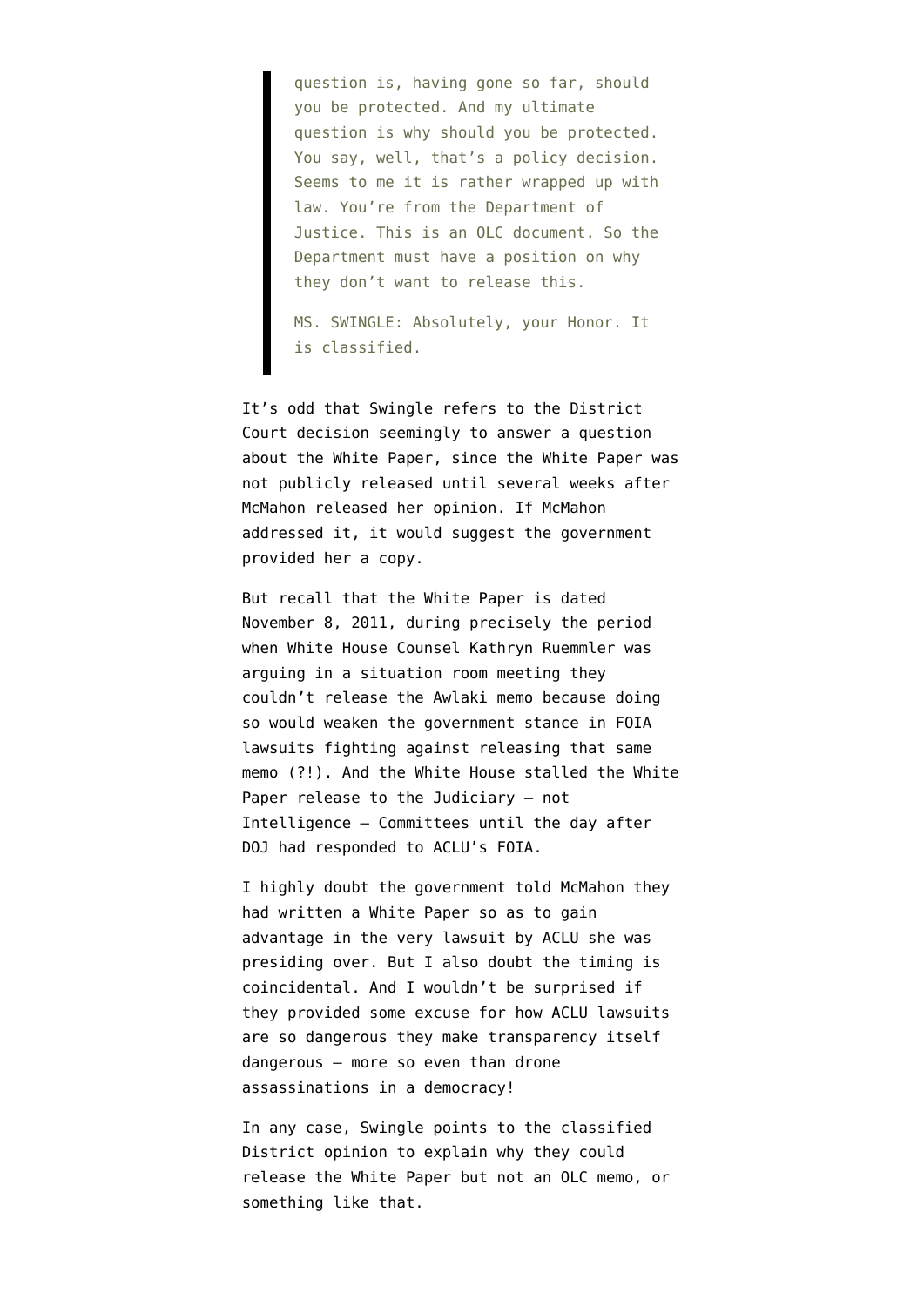> question is, having gone so far, should you be protected. And my ultimate question is why should you be protected. You say, well, that's a policy decision. Seems to me it is rather wrapped up with law. You're from the Department of Justice. This is an OLC document. So the Department must have a position on why they don't want to release this.
>
> MS. SWINGLE: Absolutely, your Honor. It is classified.

It's odd that Swingle refers to the District Court decision seemingly to answer a question about the White Paper, since the White Paper was not publicly released until several weeks after McMahon released her opinion. If McMahon addressed it, it would suggest the government provided her a copy.

But recall that the White Paper is dated November 8, 2011, during precisely the period when White House Counsel Kathryn Ruemmler was arguing in a situation room meeting they couldn't release the Awlaki memo because doing so would weaken the government stance in FOIA lawsuits fighting against releasing that same memo (?!). And the White House stalled the White Paper release to the Judiciary — not Intelligence — Committees until the day after DOJ had responded to ACLU's FOIA.

I highly doubt the government told McMahon they had written a White Paper so as to gain advantage in the very lawsuit by ACLU she was presiding over. But I also doubt the timing is coincidental. And I wouldn't be surprised if they provided some excuse for how ACLU lawsuits are so dangerous they make transparency itself dangerous — more so even than drone assassinations in a democracy!

In any case, Swingle points to the classified District opinion to explain why they could release the White Paper but not an OLC memo, or something like that.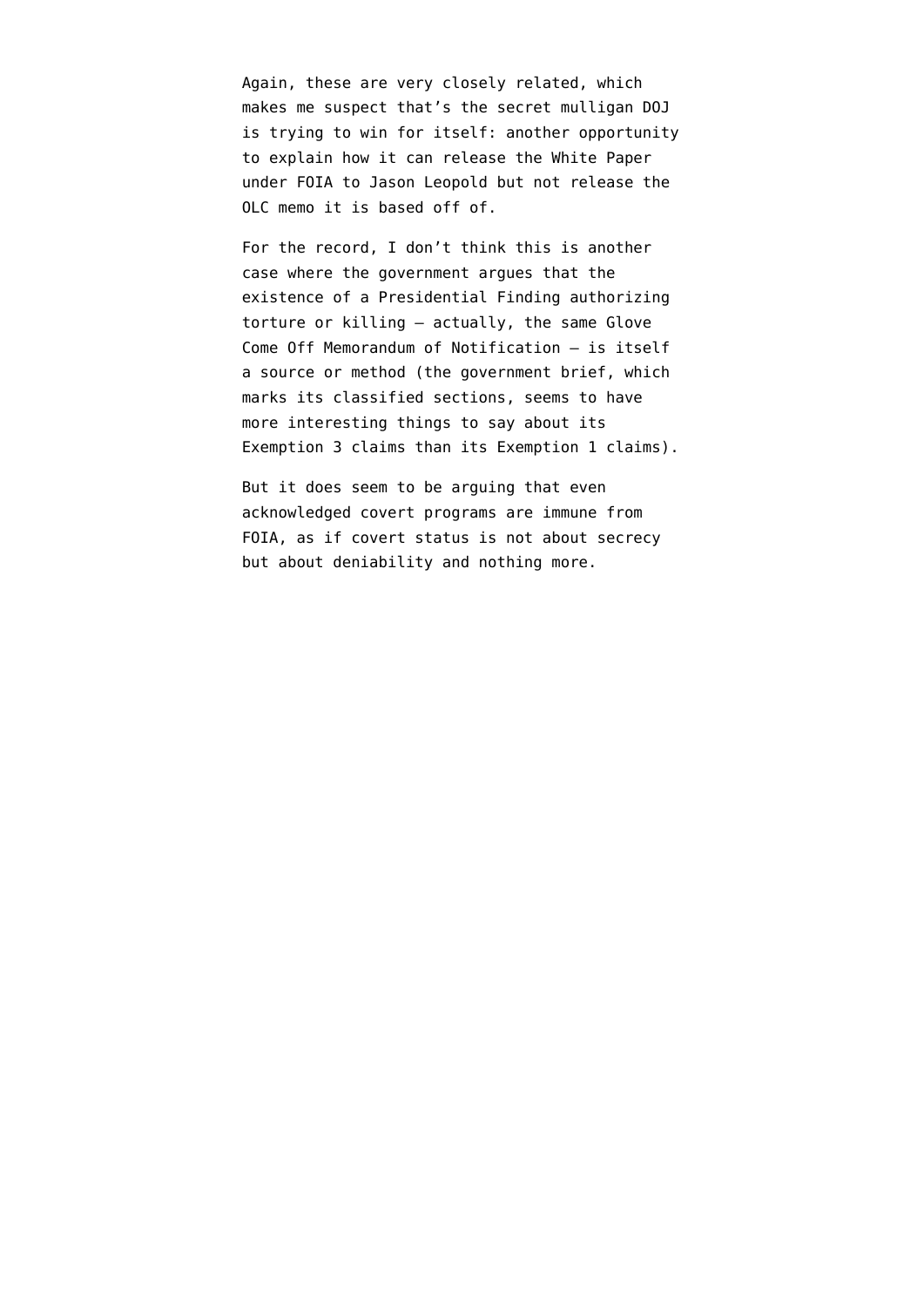Again, these are very closely related, which makes me suspect that's the secret mulligan DOJ is trying to win for itself: another opportunity to explain how it can release the White Paper under FOIA to Jason Leopold but not release the OLC memo it is based off of.

For the record, I don't think this is another case where the government argues that the existence of a Presidential Finding authorizing torture or killing – actually, the same Glove Come Off Memorandum of Notification – is itself a source or method (the government brief, which marks its classified sections, seems to have more interesting things to say about its Exemption 3 claims than its Exemption 1 claims).

But it does seem to be arguing that even acknowledged covert programs are immune from FOIA, as if covert status is not about secrecy but about deniability and nothing more.